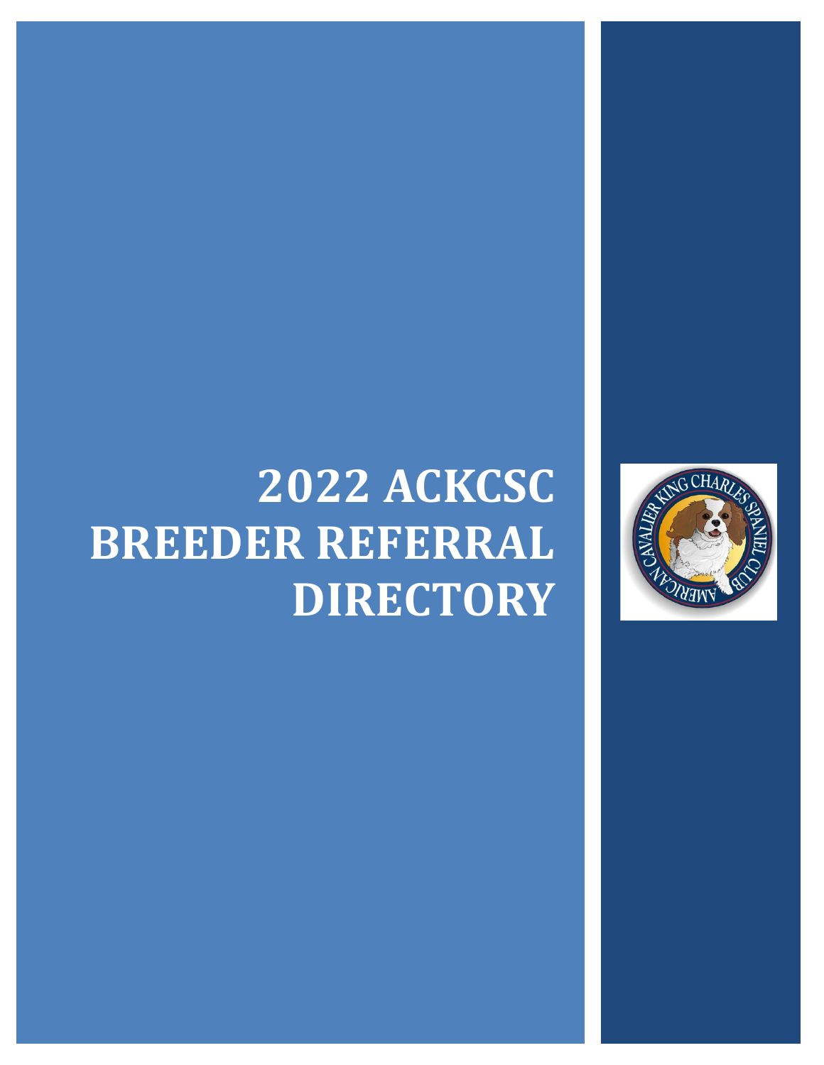# 2022 ACKCSC BREEDER REFERRAL DIRECTORY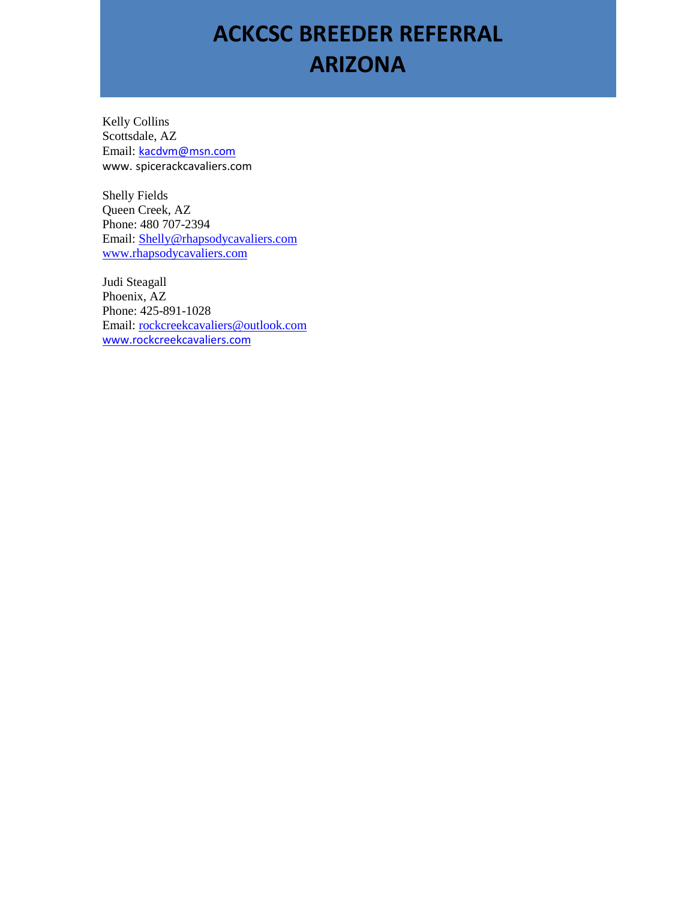# ACKCSC BREEDER REFERRAL
# ARIZONA

Kelly Collins  
Scottsdale, AZ  
Email: kacdvm@msn.com  
www. spicerackcavaliers.com

Shelly Fields  
Queen Creek, AZ  
Phone: 480 707-2394  
Email: Shelly@rhapsodycavaliers.com  
www.rhapsodycavaliers.com

Judi Steagall  
Phoenix, AZ  
Phone: 425-891-1028  
Email: rockcreekcavaliers@outlook.com  
www.rockcreekcavaliers.com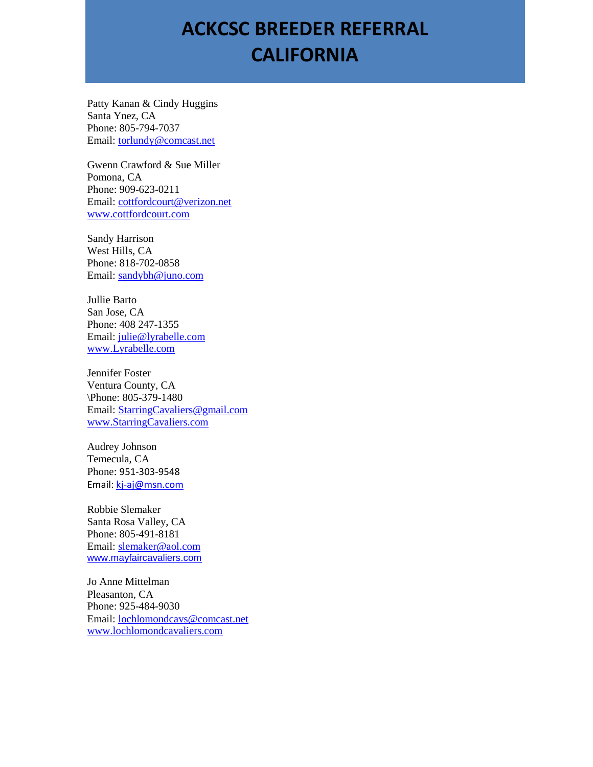# ACKCSC BREEDER REFERRAL CALIFORNIA

Patty Kanan & Cindy Huggins
Santa Ynez, CA
Phone: 805-794-7037
Email: torlundy@comcast.net

Gwenn Crawford & Sue Miller
Pomona, CA
Phone: 909-623-0211
Email: cottfordcourt@verizon.net
www.cottfordcourt.com

Sandy Harrison
West Hills, CA
Phone: 818-702-0858
Email: sandybh@juno.com

Jullie Barto
San Jose, CA
Phone: 408 247-1355
Email: julie@lyrabelle.com
www.Lyrabelle.com

Jennifer Foster
Ventura County, CA
\Phone: 805-379-1480
Email: StarringCavaliers@gmail.com
www.StarringCavaliers.com

Audrey Johnson
Temecula, CA
Phone: 951-303-9548
Email: kj-aj@msn.com

Robbie Slemaker
Santa Rosa Valley, CA
Phone: 805-491-8181
Email: slemaker@aol.com
www.mayfaircavaliers.com

Jo Anne Mittelman
Pleasanton, CA
Phone: 925-484-9030
Email: lochlomondcavs@comcast.net
www.lochlomondcavaliers.com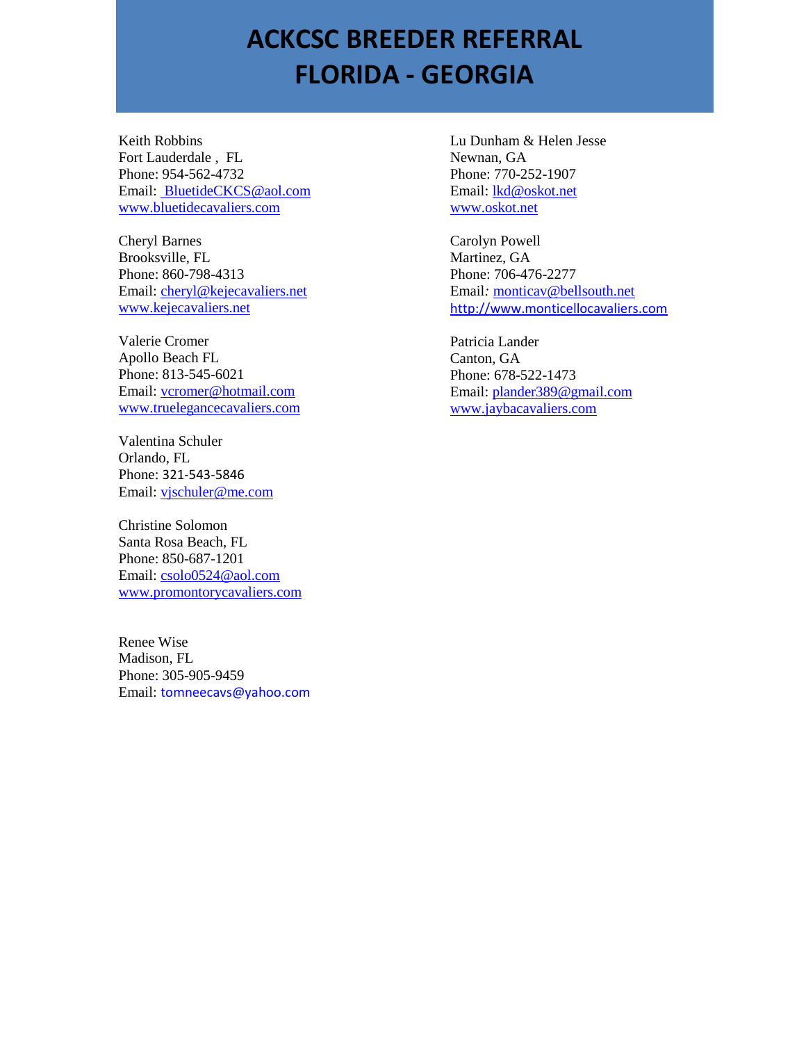# ACKCSC BREEDER REFERRAL
# FLORIDA - GEORGIA

Keith Robbins
Fort Lauderdale , FL
Phone: 954-562-4732
Email: BluetideCKCS@aol.com
www.bluetidecavaliers.com

Cheryl Barnes
Brooksville, FL
Phone: 860-798-4313
Email: cheryl@kejecavaliers.net
www.kejecavaliers.net

Valerie Cromer
Apollo Beach FL
Phone: 813-545-6021
Email: vcromer@hotmail.com
www.truelegancecavaliers.com

Valentina Schuler
Orlando, FL
Phone: 321-543-5846
Email: vjschuler@me.com

Christine Solomon
Santa Rosa Beach, FL
Phone: 850-687-1201
Email: csolo0524@aol.com
www.promontorycavaliers.com

Renee Wise
Madison, FL
Phone: 305-905-9459
Email: tomneecavs@yahoo.com

Lu Dunham & Helen Jesse
Newnan, GA
Phone: 770-252-1907
Email: lkd@oskot.net
www.oskot.net

Carolyn Powell
Martinez, GA
Phone: 706-476-2277
Email: monticav@bellsouth.net
http://www.monticellocavaliers.com

Patricia Lander
Canton, GA
Phone: 678-522-1473
Email: plander389@gmail.com
www.jaybacavaliers.com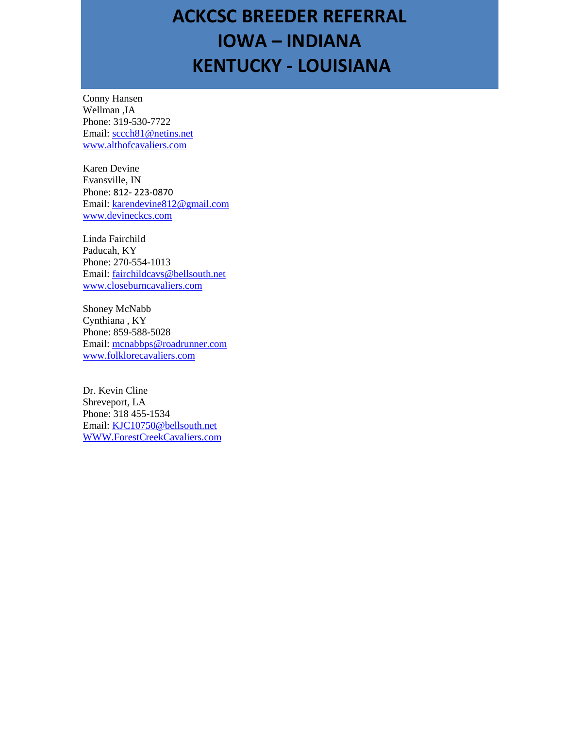# ACKCSC BREEDER REFERRAL
# IOWA – INDIANA
# KENTUCKY - LOUISIANA

Conny Hansen  
Wellman ,IA  
Phone: 319-530-7722  
Email: sccch81@netins.net  
www.althofcavaliers.com

Karen Devine  
Evansville, IN  
Phone: 812- 223-0870  
Email: karendevine812@gmail.com  
www.devineckcs.com

Linda Fairchild  
Paducah, KY  
Phone: 270-554-1013  
Email: fairchildcavs@bellsouth.net  
www.closeburncavaliers.com

Shoney McNabb  
Cynthiana , KY  
Phone: 859-588-5028  
Email: mcnabbps@roadrunner.com  
www.folklorecavaliers.com

Dr. Kevin Cline  
Shreveport, LA  
Phone: 318 455-1534  
Email: KJC10750@bellsouth.net  
WWW.ForestCreekCavaliers.com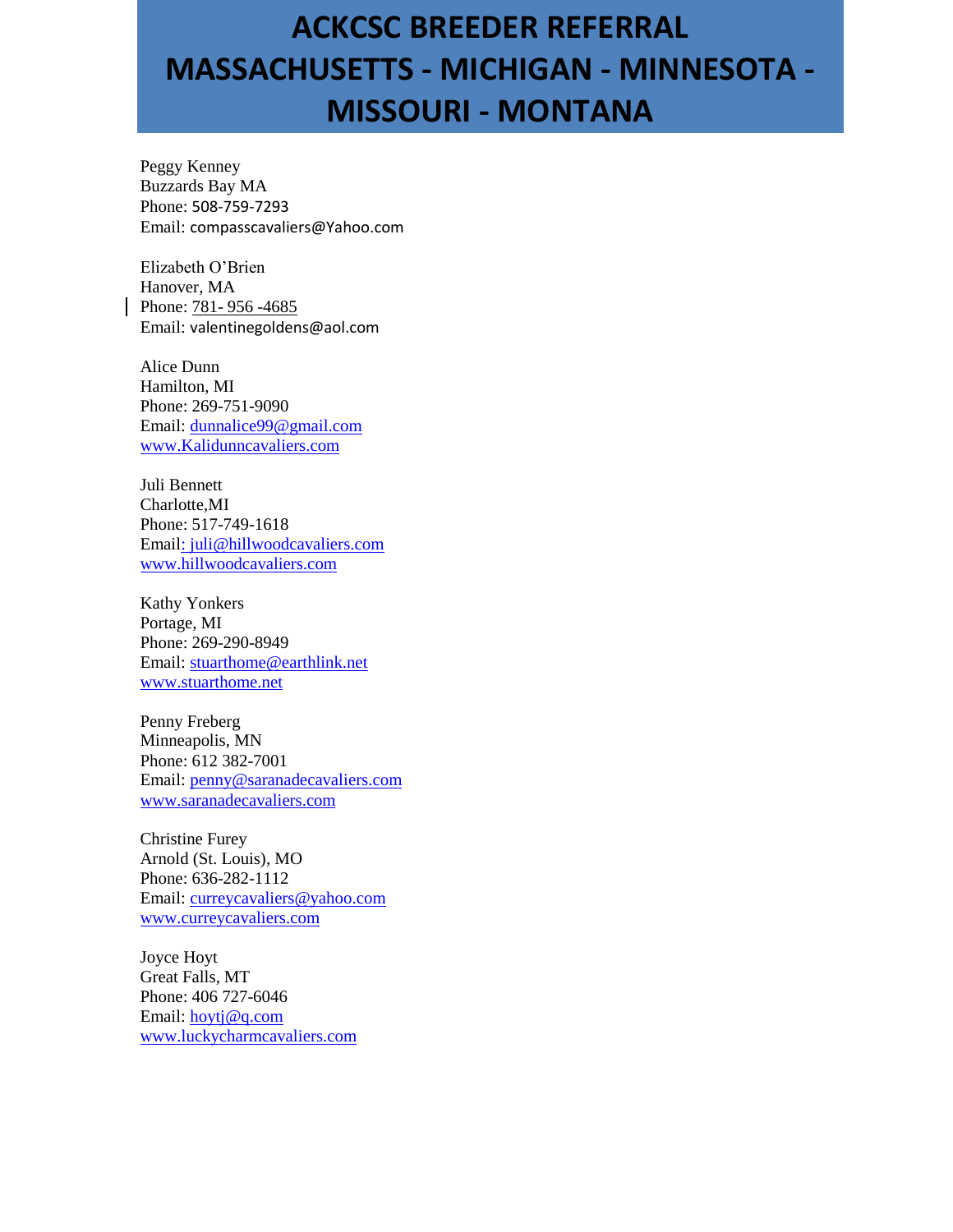# ACKCSC BREEDER REFERRAL MASSACHUSETTS - MICHIGAN - MINNESOTA - MISSOURI - MONTANA

Peggy Kenney
Buzzards Bay MA
Phone: 508-759-7293
Email: compasscavaliers@Yahoo.com

Elizabeth O'Brien
Hanover, MA
Phone: 781- 956 -4685
Email: valentinegoldens@aol.com

Alice Dunn
Hamilton, MI
Phone: 269-751-9090
Email: dunnalice99@gmail.com
www.Kalidunncavaliers.com

Juli Bennett
Charlotte,MI
Phone: 517-749-1618
Email: juli@hillwoodcavaliers.com
www.hillwoodcavaliers.com

Kathy Yonkers
Portage, MI
Phone: 269-290-8949
Email: stuarthome@earthlink.net
www.stuarthome.net

Penny Freberg
Minneapolis, MN
Phone: 612 382-7001
Email: penny@saranadecavaliers.com
www.saranadecavaliers.com

Christine Furey
Arnold (St. Louis), MO
Phone: 636-282-1112
Email: curreycavaliers@yahoo.com
www.curreycavaliers.com

Joyce Hoyt
Great Falls, MT
Phone: 406 727-6046
Email: hoytj@q.com
www.luckycharmcavaliers.com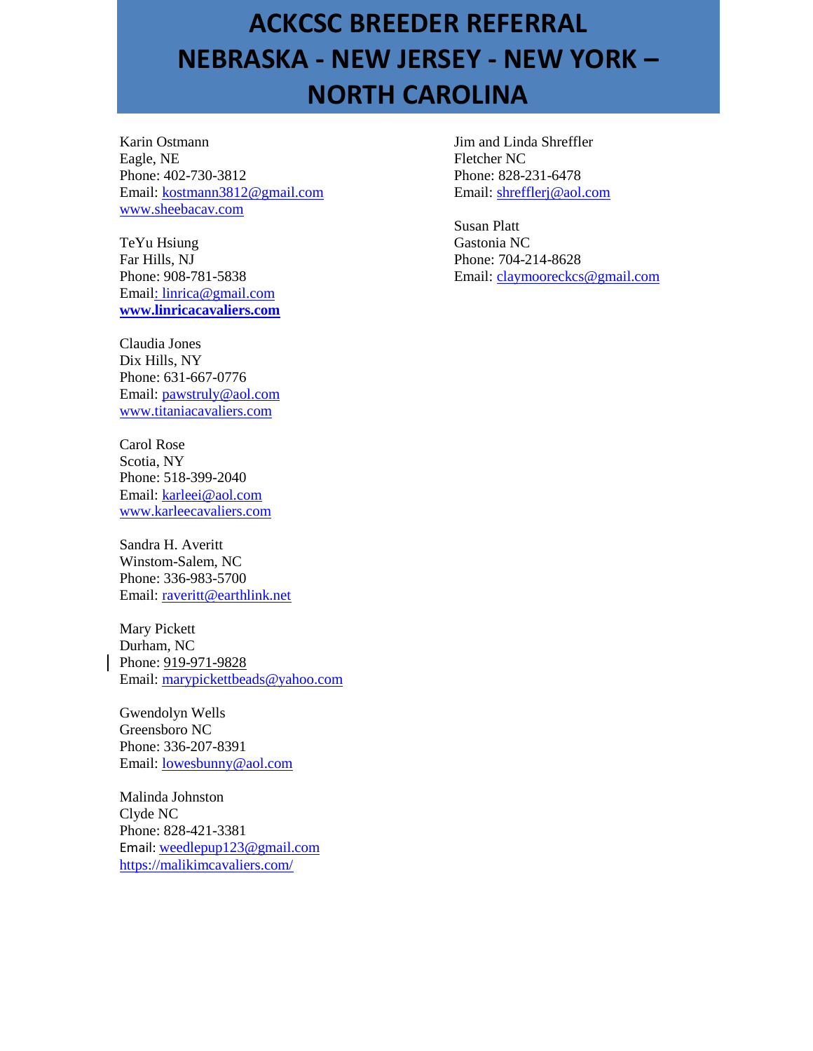# ACKCSC BREEDER REFERRAL NEBRASKA - NEW JERSEY - NEW YORK – NORTH CAROLINA

Karin Ostmann
Eagle, NE
Phone: 402-730-3812
Email: kostmann3812@gmail.com
www.sheebacav.com

TeYu Hsiung
Far Hills, NJ
Phone: 908-781-5838
Email: linrica@gmail.com
**www.linricacavaliers.com**

Claudia Jones
Dix Hills, NY
Phone: 631-667-0776
Email: pawstruly@aol.com
www.titaniacavaliers.com

Carol Rose
Scotia, NY
Phone: 518-399-2040
Email: karleei@aol.com
www.karleecavaliers.com

Sandra H. Averitt
Winstom-Salem, NC
Phone: 336-983-5700
Email: raveritt@earthlink.net

Mary Pickett
Durham, NC
Phone: 919-971-9828
Email: marypickettbeads@yahoo.com

Gwendolyn Wells
Greensboro NC
Phone: 336-207-8391
Email: lowesbunny@aol.com

Malinda Johnston
Clyde NC
Phone: 828-421-3381
Email: weedlepup123@gmail.com
https://malikimcavaliers.com/

Jim and Linda Shreffler
Fletcher NC
Phone: 828-231-6478
Email: shrefflerj@aol.com

Susan Platt
Gastonia NC
Phone: 704-214-8628
Email: claymooreckcs@gmail.com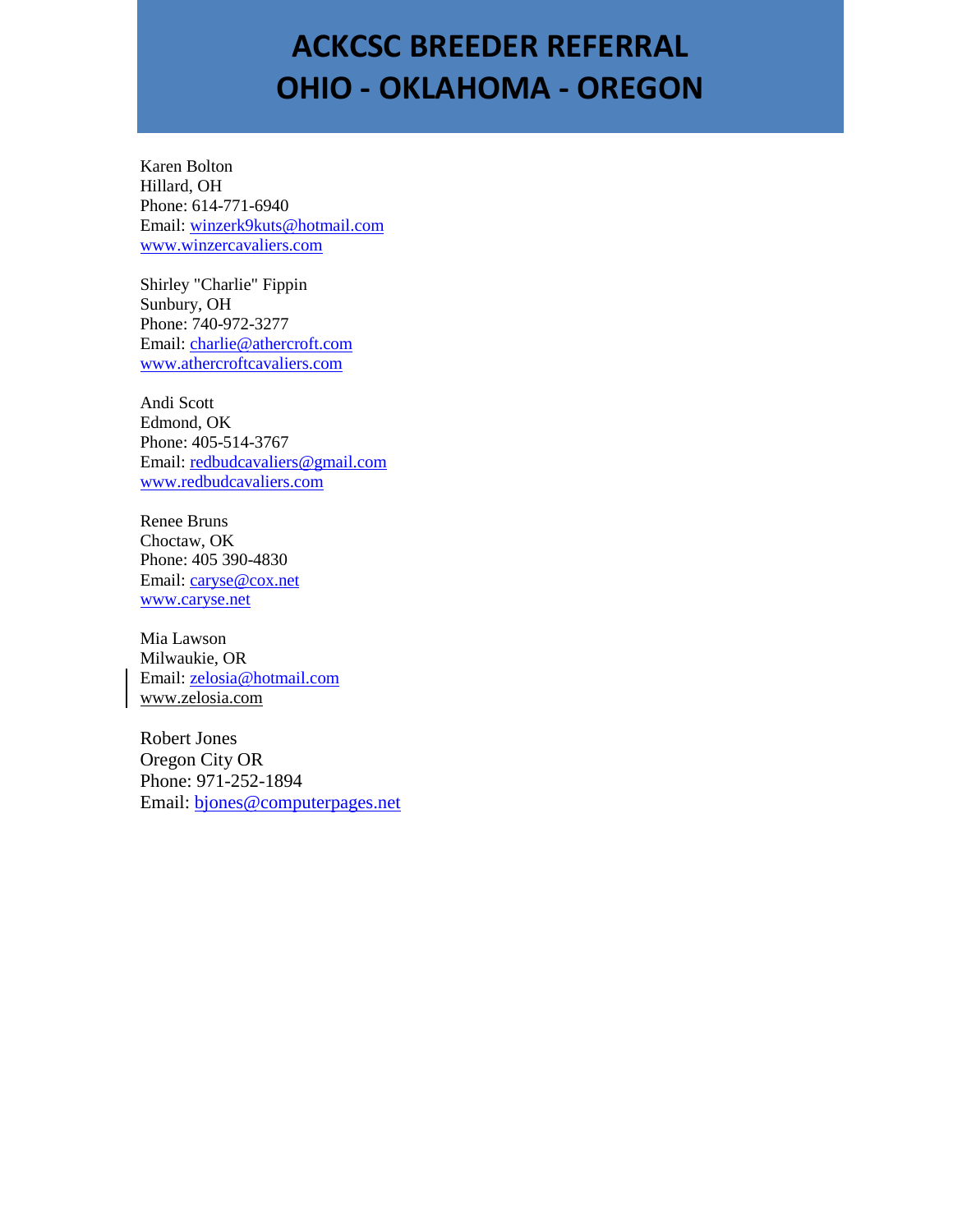# ACKCSC BREEDER REFERRAL
# OHIO - OKLAHOMA - OREGON

Karen Bolton
Hillard, OH
Phone: 614-771-6940
Email: winzerk9kuts@hotmail.com
www.winzercavaliers.com

Shirley "Charlie" Fippin
Sunbury, OH
Phone: 740-972-3277
Email: charlie@athercroft.com
www.athercroftcavaliers.com

Andi Scott
Edmond, OK
Phone: 405-514-3767
Email: redbudcavaliers@gmail.com
www.redbudcavaliers.com

Renee Bruns
Choctaw, OK
Phone: 405 390-4830
Email: caryse@cox.net
www.caryse.net

Mia Lawson
Milwaukie, OR
Email: zelosia@hotmail.com
www.zelosia.com

Robert Jones
Oregon City OR
Phone: 971-252-1894
Email: bjones@computerpages.net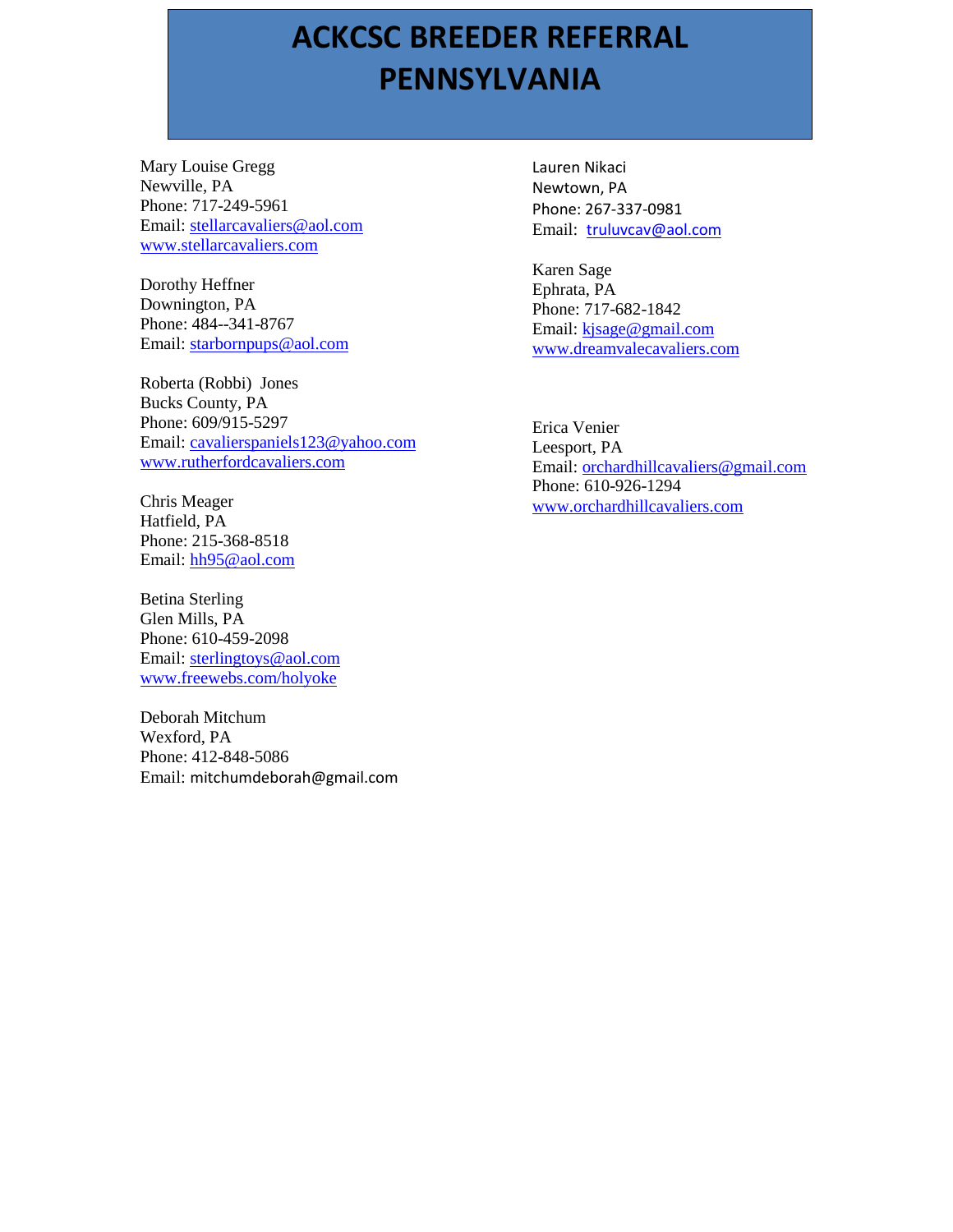# ACKCSC BREEDER REFERRAL PENNSYLVANIA

Mary Louise Gregg
Newville, PA
Phone: 717-249-5961
Email: stellarcavaliers@aol.com
www.stellarcavaliers.com

Dorothy Heffner
Downington, PA
Phone: 484--341-8767
Email: starbornpups@aol.com

Roberta (Robbi) Jones
Bucks County, PA
Phone: 609/915-5297
Email: cavalierspaniels123@yahoo.com
www.rutherfordcavaliers.com

Chris Meager
Hatfield, PA
Phone: 215-368-8518
Email: hh95@aol.com

Betina Sterling
Glen Mills, PA
Phone: 610-459-2098
Email: sterlingtoys@aol.com
www.freewebs.com/holyoke

Deborah Mitchum
Wexford, PA
Phone: 412-848-5086
Email: mitchumdeborah@gmail.com

Lauren Nikaci
Newtown, PA
Phone: 267-337-0981
Email: truluvcav@aol.com

Karen Sage
Ephrata, PA
Phone: 717-682-1842
Email: kjsage@gmail.com
www.dreamvalecavaliers.com

Erica Venier
Leesport, PA
Email: orchardhillcavaliers@gmail.com
Phone: 610-926-1294
www.orchardhillcavaliers.com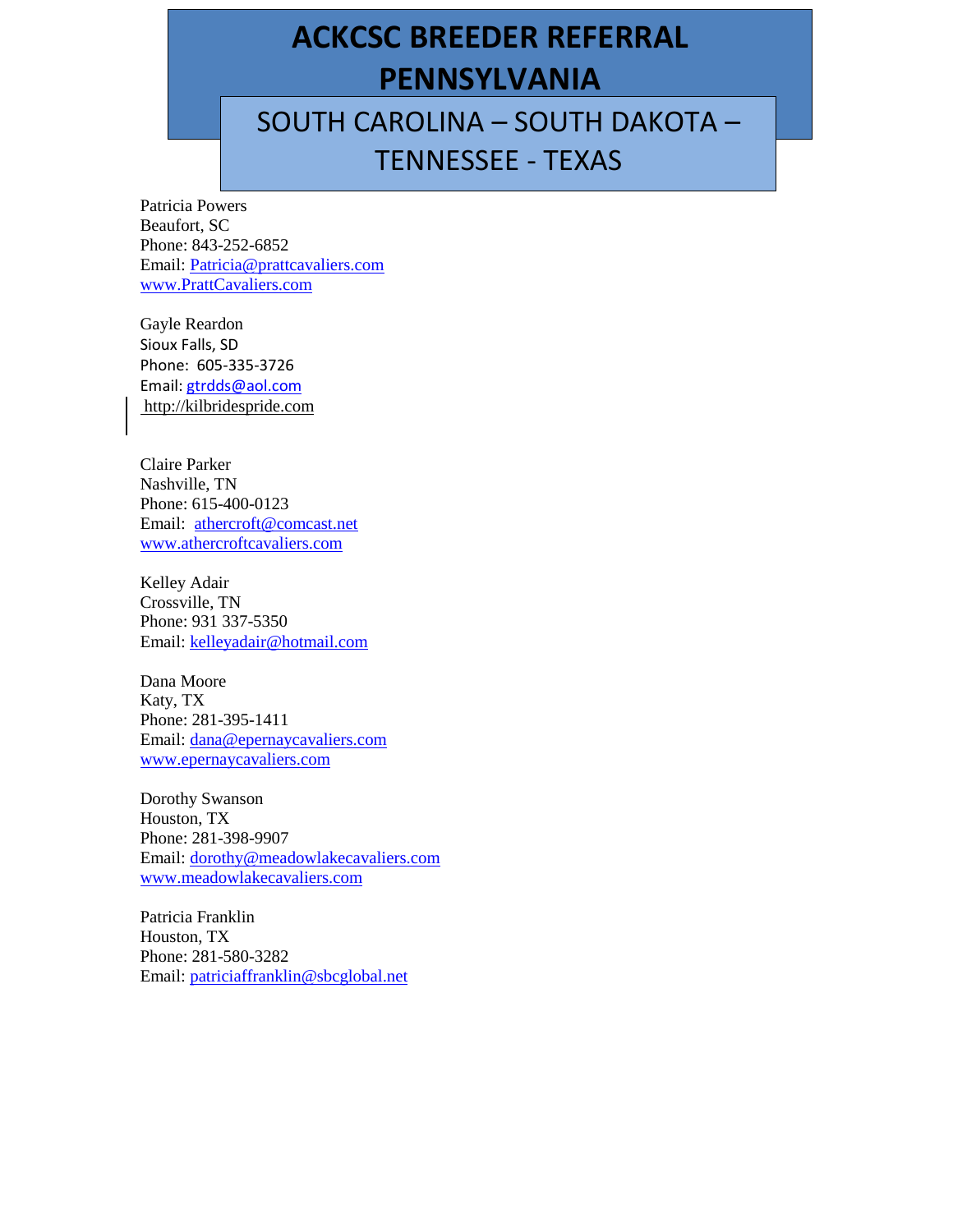# ACKCSC BREEDER REFERRAL PENNSYLVANIA

## SOUTH CAROLINA – SOUTH DAKOTA – TENNESSEE - TEXAS

Patricia Powers
Beaufort, SC
Phone: 843-252-6852
Email: Patricia@prattcavaliers.com
www.PrattCavaliers.com

Gayle Reardon
Sioux Falls, SD
Phone: 605-335-3726
Email: gtrdds@aol.com
http://kilbridespride.com

Claire Parker
Nashville, TN
Phone: 615-400-0123
Email: athercroft@comcast.net
www.athercroftcavaliers.com

Kelley Adair
Crossville, TN
Phone: 931 337-5350
Email: kelleyadair@hotmail.com

Dana Moore
Katy, TX
Phone: 281-395-1411
Email: dana@epernaycavaliers.com
www.epernaycavaliers.com

Dorothy Swanson
Houston, TX
Phone: 281-398-9907
Email: dorothy@meadowlakecavaliers.com
www.meadowlakecavaliers.com

Patricia Franklin
Houston, TX
Phone: 281-580-3282
Email: patriciaffranklin@sbcglobal.net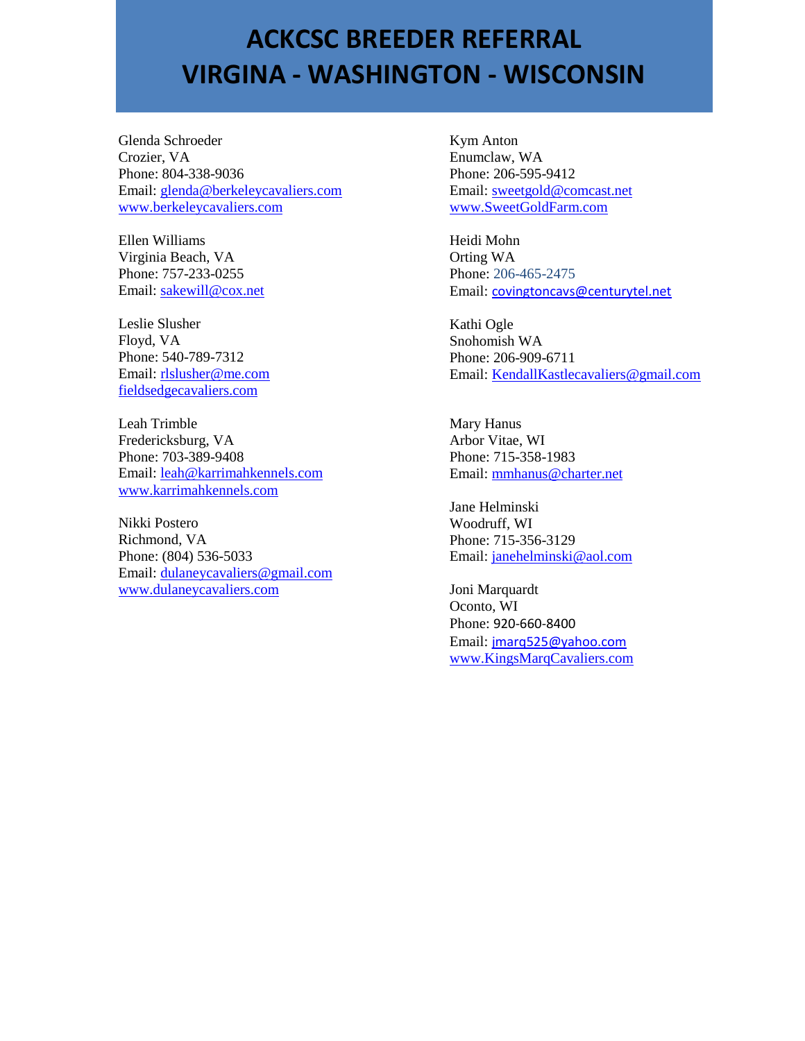# ACKCSC BREEDER REFERRAL
# VIRGINA - WASHINGTON - WISCONSIN

Glenda Schroeder
Crozier, VA
Phone: 804-338-9036
Email: glenda@berkeleycavaliers.com
www.berkeleycavaliers.com

Ellen Williams
Virginia Beach, VA
Phone: 757-233-0255
Email: sakewill@cox.net

Leslie Slusher
Floyd, VA
Phone: 540-789-7312
Email: rlslusher@me.com
fieldsedgecavaliers.com

Leah Trimble
Fredericksburg, VA
Phone: 703-389-9408
Email: leah@karrimahkennels.com
www.karrimahkennels.com

Nikki Postero
Richmond, VA
Phone: (804) 536-5033
Email: dulaneycavaliers@gmail.com
www.dulaneycavaliers.com

Kym Anton
Enumclaw, WA
Phone: 206-595-9412
Email: sweetgold@comcast.net
www.SweetGoldFarm.com

Heidi Mohn
Orting WA
Phone: 206-465-2475
Email: covingtoncavs@centurytel.net

Kathi Ogle
Snohomish WA
Phone: 206-909-6711
Email: KendallKastlecavaliers@gmail.com

Mary Hanus
Arbor Vitae, WI
Phone: 715-358-1983
Email: mmhanus@charter.net

Jane Helminski
Woodruff, WI
Phone: 715-356-3129
Email: janehelminski@aol.com

Joni Marquardt
Oconto, WI
Phone: 920-660-8400
Email: jmarq525@yahoo.com
www.KingsMarqCavaliers.com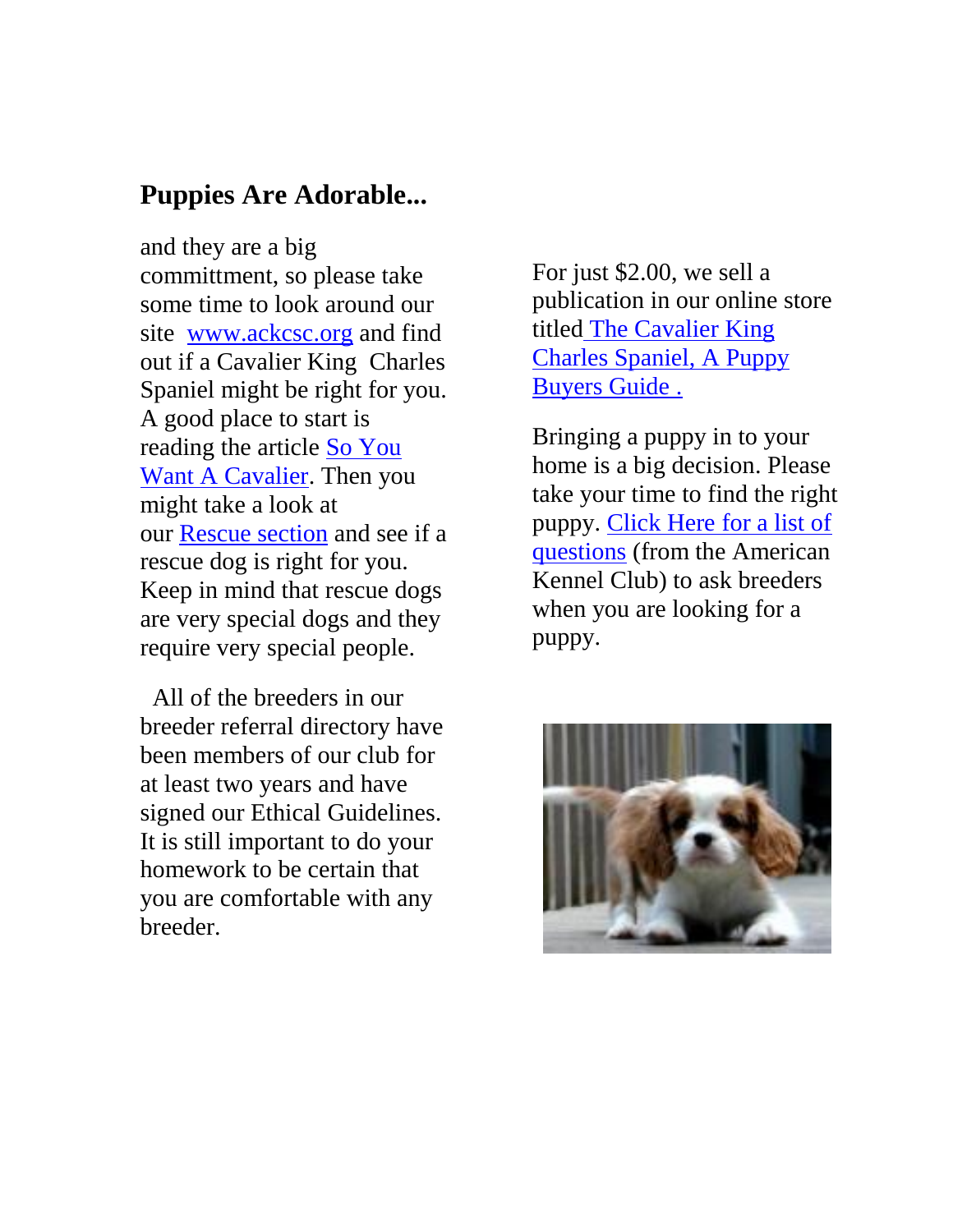## Puppies Are Adorable...

and they are a big committment, so please take some time to look around our site [www.ackcsc.org](www.ackcsc.org) and find out if a Cavalier King Charles Spaniel might be right for you. A good place to start is reading the article [So You Want A Cavalier](). Then you might take a look at our [Rescue section]() and see if a rescue dog is right for you. Keep in mind that rescue dogs are very special dogs and they require very special people.

All of the breeders in our breeder referral directory have been members of our club for at least two years and have signed our Ethical Guidelines. It is still important to do your homework to be certain that you are comfortable with any breeder.

For just $2.00, we sell a publication in our online store titled [The Cavalier King Charles Spaniel, A Puppy Buyers Guide .]()

Bringing a puppy in to your home is a big decision. Please take your time to find the right puppy. [Click Here for a list of questions]() (from the American Kennel Club) to ask breeders when you are looking for a puppy.